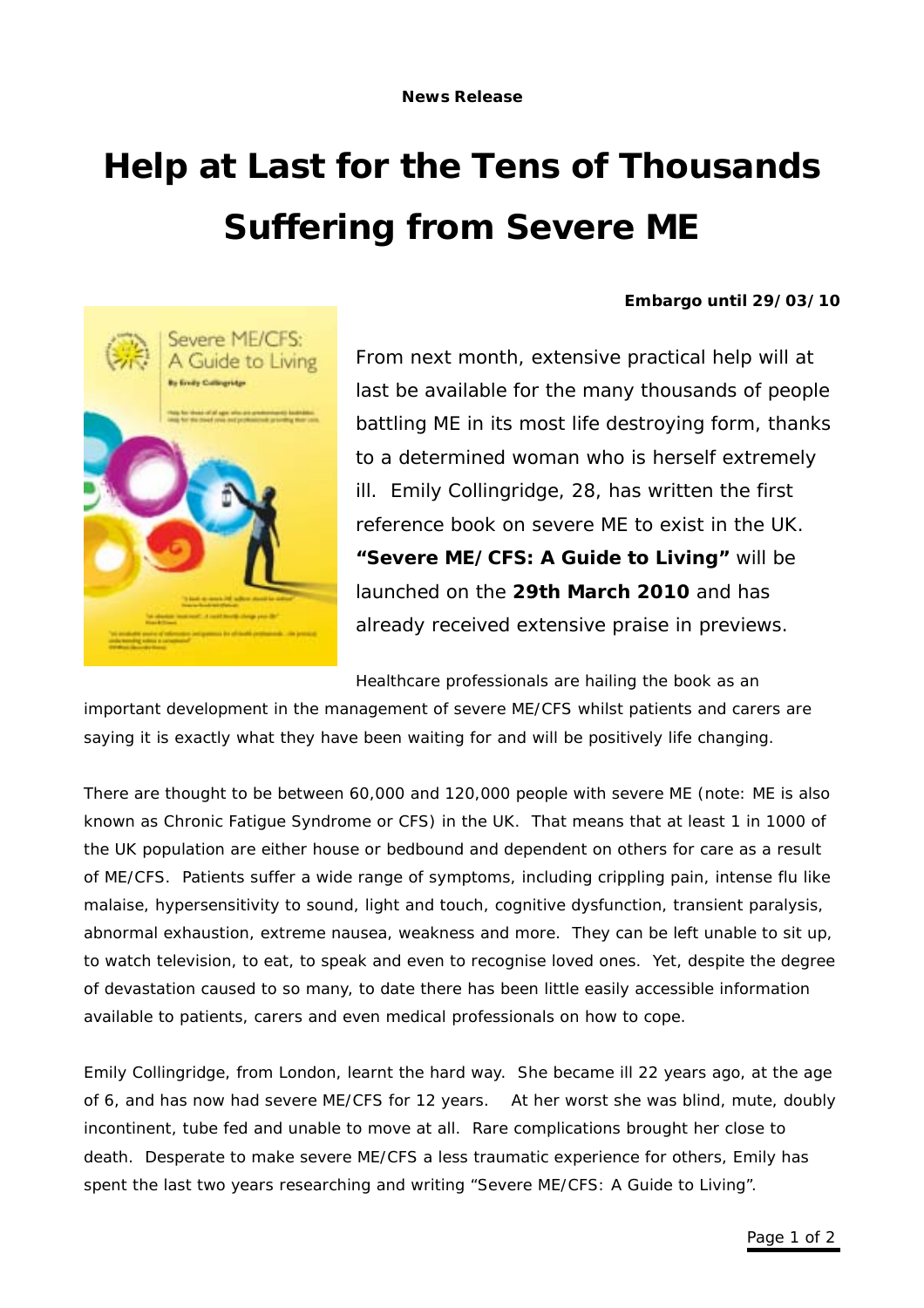**News Release**

# Help at Last for the Tens of Thousands Suffering from Severe ME

**Embargo until 29/03/10**

From next month, extensive practical help will at last be available for the many thousands of people battling ME in its most life destroying form, thanks to a determined woman who is herself extremely ill. Emily Collingridge, 28, has written the first reference book on severe ME to exist in the UK. **"Severe ME/CFS: A Guide to Living"** will be launched on the **29th March 2010** and has already received extensive praise in previews.

Healthcare professionals are hailing the book as an important development in the management of severe ME/CFS whilst patients and carers are saying it is exactly what they have been waiting for and will be positively life changing.

There are thought to be between 60,000 and 120,000 people with severe ME (note: ME is also known as Chronic Fatigue Syndrome or CFS) in the UK. That means that at least 1 in 1000 of the UK population are either house or bedbound and dependent on others for care as a result of ME/CFS. Patients suffer a wide range of symptoms, including crippling pain, intense flu like malaise, hypersensitivity to sound, light and touch, cognitive dysfunction, transient paralysis, abnormal exhaustion, extreme nausea, weakness and more. They can be left unable to sit up, to watch television, to eat, to speak and even to recognise loved ones. Yet, despite the degree of devastation caused to so many, to date there has been little easily accessible information available to patients, carers and even medical professionals on how to cope.

Emily Collingridge, from London, learnt the hard way. She became ill 22 years ago, at the age of 6, and has now had severe ME/CFS for 12 years. At her worst she was blind, mute, doubly incontinent, tube fed and unable to move at all. Rare complications brought her close to death. Desperate to make severe ME/CFS a less traumatic experience for others, Emily has spent the last two years researching and writing "Severe ME/CFS: A Guide to Living".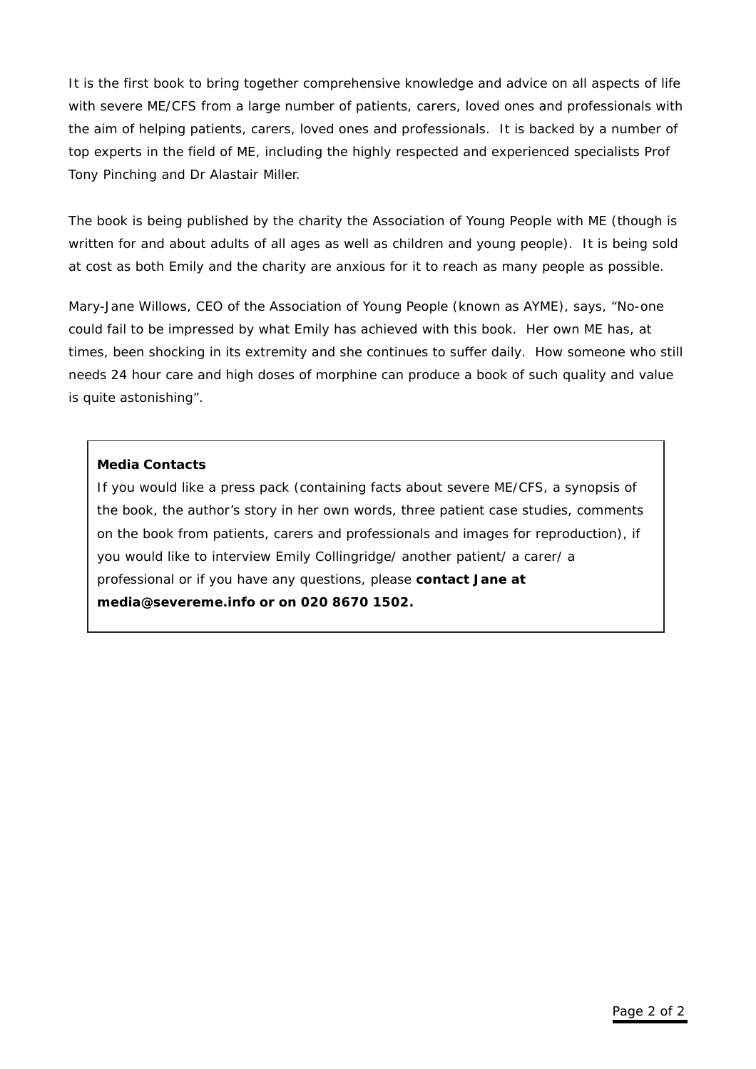It is the first book to bring together comprehensive knowledge and advice on all aspects of life with severe ME/CFS from a large number of patients, carers, loved ones and professionals with the aim of helping patients, carers, loved ones and professionals. It is backed by a number of top experts in the field of ME, including the highly respected and experienced specialists Prof Tony Pinching and Dr Alastair Miller.

The book is being published by the charity the Association of Young People with ME (though is written for and about adults of all ages as well as children and young people). It is being sold at cost as both Emily and the charity are anxious for it to reach as many people as possible.

Mary-Jane Willows, CEO of the Association of Young People (known as AYME), says, "No-one could fail to be impressed by what Emily has achieved with this book. Her own ME has, at times, been shocking in its extremity and she continues to suffer daily. How someone who still needs 24 hour care and high doses of morphine can produce a book of such quality and value is quite astonishing".

**Media Contacts**

If you would like a press pack (containing facts about severe ME/CFS, a synopsis of the book, the author's story in her own words, three patient case studies, comments on the book from patients, carers and professionals and images for reproduction), if you would like to interview Emily Collingridge/ another patient/ a carer/ a professional or if you have any questions, please **contact Jane at media@severeme.info or on 020 8670 1502.**